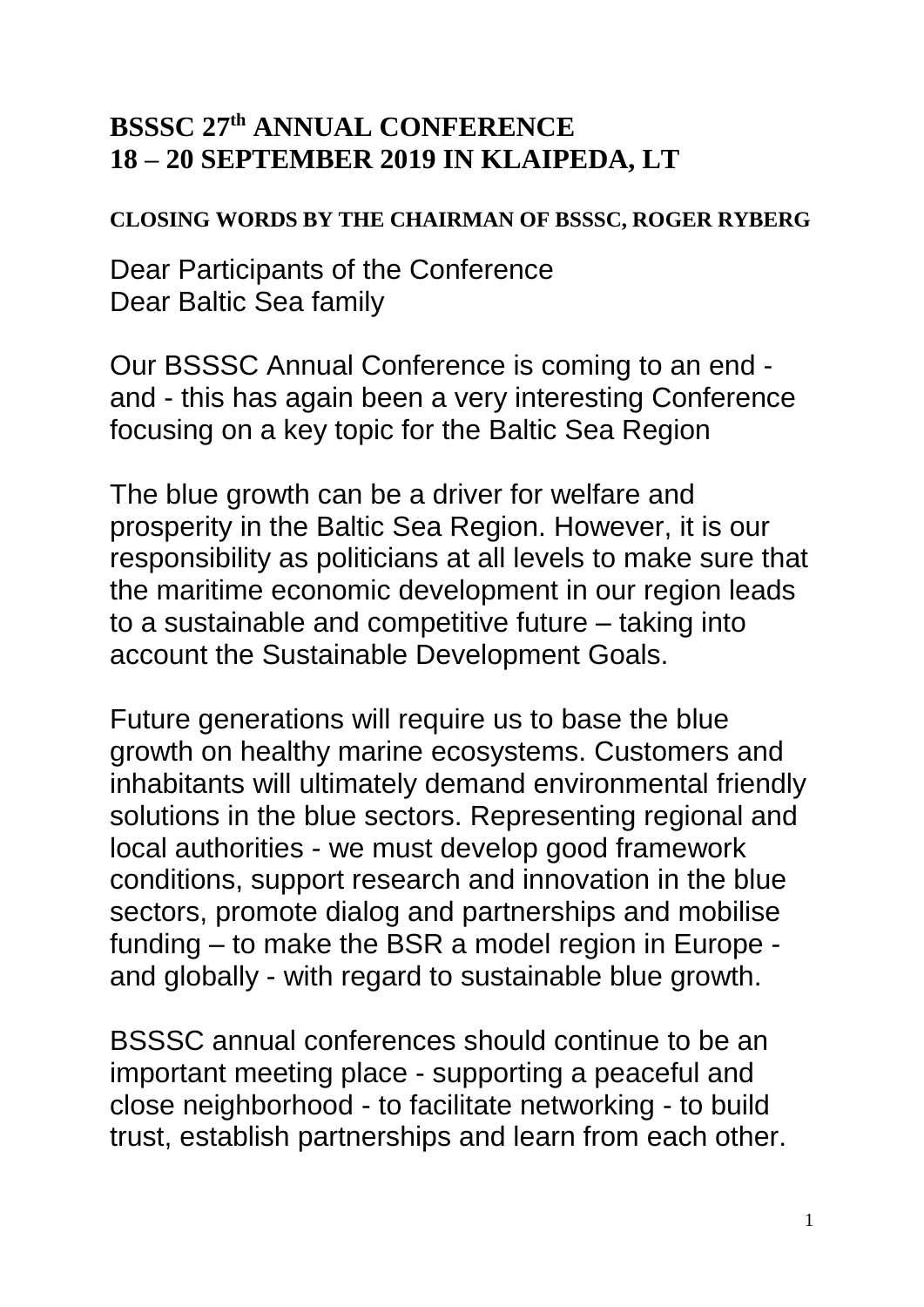# BSSSC 27th ANNUAL CONFERENCE
# 18 – 20 SEPTEMBER 2019 IN KLAIPEDA, LT

## CLOSING WORDS BY THE CHAIRMAN OF BSSSC, ROGER RYBERG

Dear Participants of the Conference
Dear Baltic Sea family

Our BSSSC Annual Conference is coming to an end - and - this has again been a very interesting Conference focusing on a key topic for the Baltic Sea Region

The blue growth can be a driver for welfare and prosperity in the Baltic Sea Region. However, it is our responsibility as politicians at all levels to make sure that the maritime economic development in our region leads to a sustainable and competitive future – taking into account the Sustainable Development Goals.

Future generations will require us to base the blue growth on healthy marine ecosystems. Customers and inhabitants will ultimately demand environmental friendly solutions in the blue sectors. Representing regional and local authorities - we must develop good framework conditions, support research and innovation in the blue sectors, promote dialog and partnerships and mobilise funding – to make the BSR a model region in Europe - and globally - with regard to sustainable blue growth.

BSSSC annual conferences should continue to be an important meeting place - supporting a peaceful and close neighborhood - to facilitate networking - to build trust, establish partnerships and learn from each other.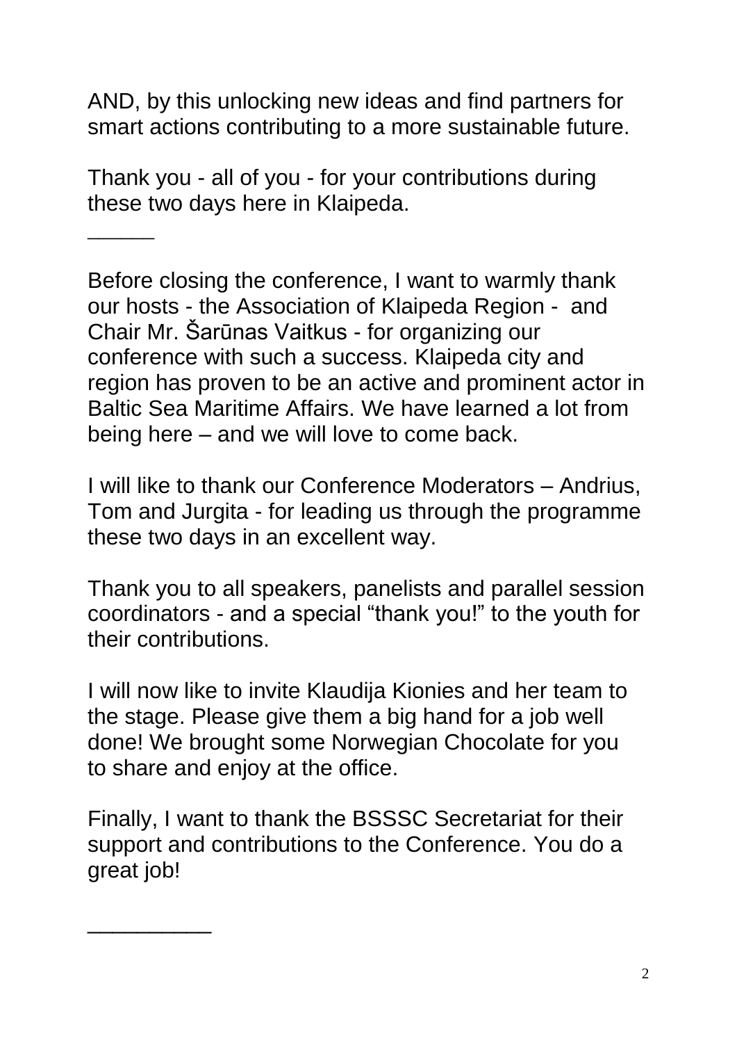AND, by this unlocking new ideas and find partners for smart actions contributing to a more sustainable future.

Thank you - all of you - for your contributions during these two days here in Klaipeda.

\_\_\_\_\_\_

Before closing the conference, I want to warmly thank our hosts - the Association of Klaipeda Region - and Chair Mr. Šarūnas Vaitkus - for organizing our conference with such a success. Klaipeda city and region has proven to be an active and prominent actor in Baltic Sea Maritime Affairs. We have learned a lot from being here – and we will love to come back.

I will like to thank our Conference Moderators – Andrius, Tom and Jurgita - for leading us through the programme these two days in an excellent way.

Thank you to all speakers, panelists and parallel session coordinators - and a special "thank you!" to the youth for their contributions.

I will now like to invite Klaudija Kionies and her team to the stage. Please give them a big hand for a job well done! We brought some Norwegian Chocolate for you to share and enjoy at the office.

Finally, I want to thank the BSSSC Secretariat for their support and contributions to the Conference. You do a great job!

\_\_\_\_\_\_\_\_\_\_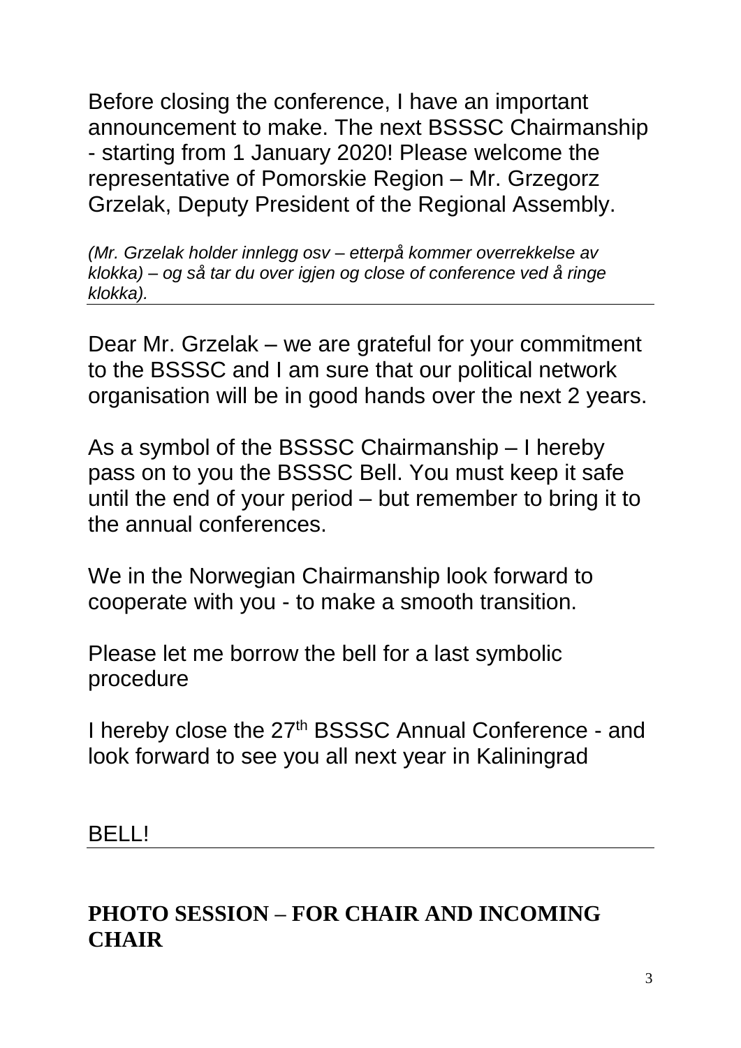Before closing the conference, I have an important announcement to make. The next BSSSC Chairmanship - starting from 1 January 2020! Please welcome the representative of Pomorskie Region – Mr. Grzegorz Grzelak, Deputy President of the Regional Assembly.

*(Mr. Grzelak holder innlegg osv – etterpå kommer overrekkelse av klokka) – og så tar du over igjen og close of conference ved å ringe klokka).*

---

Dear Mr. Grzelak – we are grateful for your commitment to the BSSSC and I am sure that our political network organisation will be in good hands over the next 2 years.

As a symbol of the BSSSC Chairmanship – I hereby pass on to you the BSSSC Bell. You must keep it safe until the end of your period – but remember to bring it to the annual conferences.

We in the Norwegian Chairmanship look forward to cooperate with you - to make a smooth transition.

Please let me borrow the bell for a last symbolic procedure

I hereby close the 27th BSSSC Annual Conference - and look forward to see you all next year in Kaliningrad

BELL!

---

**PHOTO SESSION – FOR CHAIR AND INCOMING CHAIR**